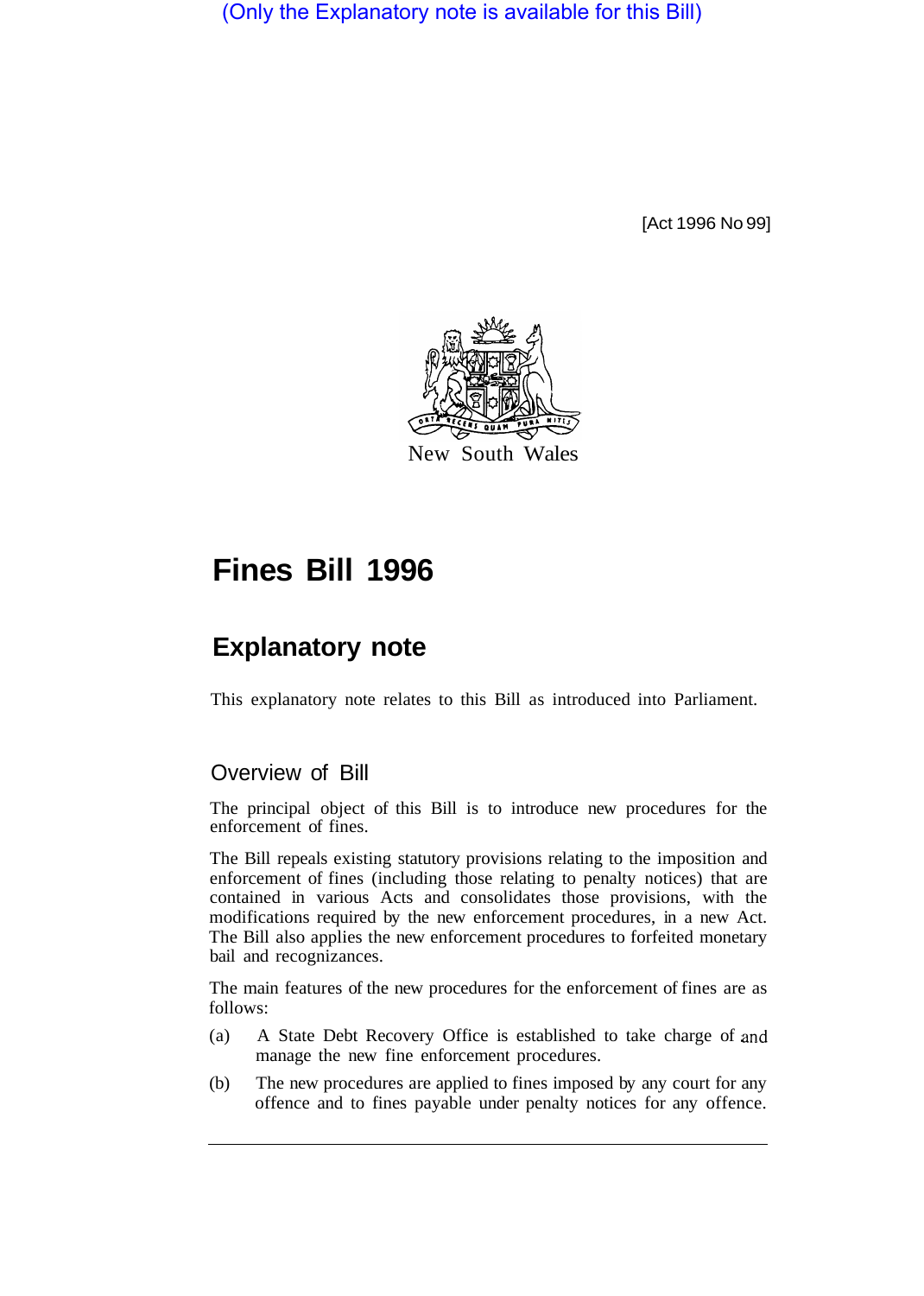(Only the Explanatory note is available for this Bill)

[Act 1996 No 99]

New South Wales

# Fines Bill 1996

## Explanatory note

This explanatory note relates to this Bill as introduced into Parliament.

### Overview of Bill

The principal object of this Bill is to introduce new procedures for the enforcement of fines.

The Bill repeals existing statutory provisions relating to the imposition and enforcement of fines (including those relating to penalty notices) that are contained in various Acts and consolidates those provisions, with the modifications required by the new enforcement procedures, in a new Act. The Bill also applies the new enforcement procedures to forfeited monetary bail and recognizances.

The main features of the new procedures for the enforcement of fines are as follows:

(a) A State Debt Recovery Office is established to take charge of and manage the new fine enforcement procedures.

(b) The new procedures are applied to fines imposed by any court for any offence and to fines payable under penalty notices for any offence.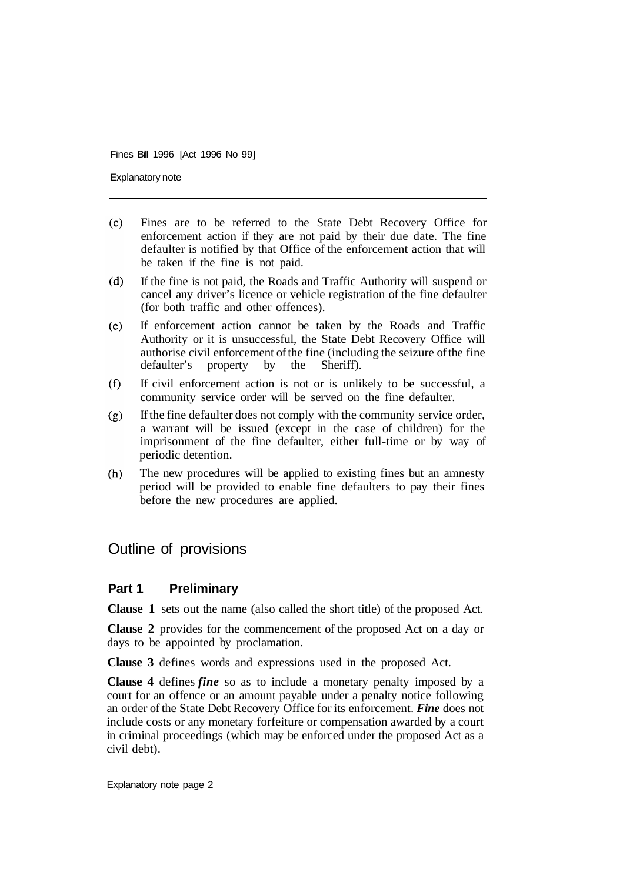(c) Fines are to be referred to the State Debt Recovery Office for enforcement action if they are not paid by their due date. The fine defaulter is notified by that Office of the enforcement action that will be taken if the fine is not paid.

(d) If the fine is not paid, the Roads and Traffic Authority will suspend or cancel any driver's licence or vehicle registration of the fine defaulter (for both traffic and other offences).

(e) If enforcement action cannot be taken by the Roads and Traffic Authority or it is unsuccessful, the State Debt Recovery Office will authorise civil enforcement of the fine (including the seizure of the fine defaulter's property by the Sheriff).

(f) If civil enforcement action is not or is unlikely to be successful, a community service order will be served on the fine defaulter.

(g) If the fine defaulter does not comply with the community service order, a warrant will be issued (except in the case of children) for the imprisonment of the fine defaulter, either full-time or by way of periodic detention.

(h) The new procedures will be applied to existing fines but an amnesty period will be provided to enable fine defaulters to pay their fines before the new procedures are applied.

## Outline of provisions

### Part 1 Preliminary

**Clause 1** sets out the name (also called the short title) of the proposed Act.

**Clause 2** provides for the commencement of the proposed Act on a day or days to be appointed by proclamation.

**Clause 3** defines words and expressions used in the proposed Act.

**Clause 4** defines ***fine*** so as to include a monetary penalty imposed by a court for an offence or an amount payable under a penalty notice following an order of the State Debt Recovery Office for its enforcement. ***Fine*** does not include costs or any monetary forfeiture or compensation awarded by a court in criminal proceedings (which may be enforced under the proposed Act as a civil debt).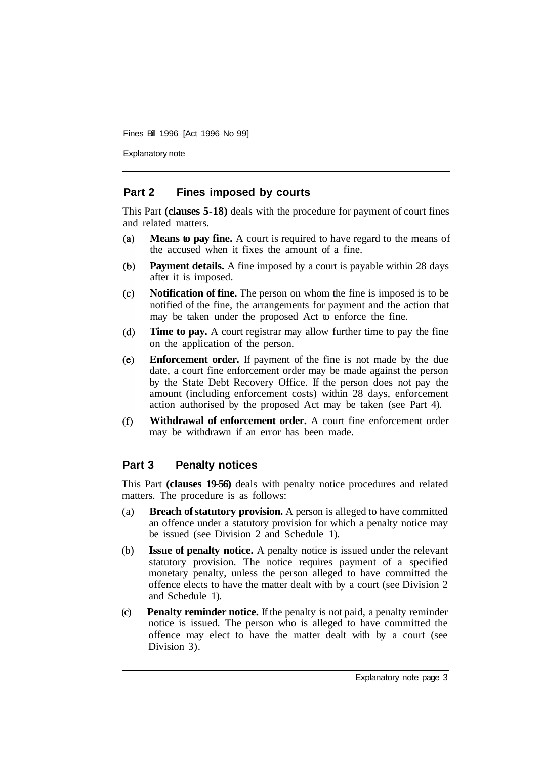## Part 2 Fines imposed by courts

This Part **(clauses 5-18)** deals with the procedure for payment of court fines and related matters.

(a) **Means to pay fine.** A court is required to have regard to the means of the accused when it fixes the amount of a fine.

(b) **Payment details.** A fine imposed by a court is payable within 28 days after it is imposed.

(c) **Notification of fine.** The person on whom the fine is imposed is to be notified of the fine, the arrangements for payment and the action that may be taken under the proposed Act to enforce the fine.

(d) **Time to pay.** A court registrar may allow further time to pay the fine on the application of the person.

(e) **Enforcement order.** If payment of the fine is not made by the due date, a court fine enforcement order may be made against the person by the State Debt Recovery Office. If the person does not pay the amount (including enforcement costs) within 28 days, enforcement action authorised by the proposed Act may be taken (see Part 4).

(f) **Withdrawal of enforcement order.** A court fine enforcement order may be withdrawn if an error has been made.

## Part 3 Penalty notices

This Part **(clauses 19-56)** deals with penalty notice procedures and related matters. The procedure is as follows:

(a) **Breach of statutory provision.** A person is alleged to have committed an offence under a statutory provision for which a penalty notice may be issued (see Division 2 and Schedule 1).

(b) **Issue of penalty notice.** A penalty notice is issued under the relevant statutory provision. The notice requires payment of a specified monetary penalty, unless the person alleged to have committed the offence elects to have the matter dealt with by a court (see Division 2 and Schedule 1).

(c) **Penalty reminder notice.** If the penalty is not paid, a penalty reminder notice is issued. The person who is alleged to have committed the offence may elect to have the matter dealt with by a court (see Division 3).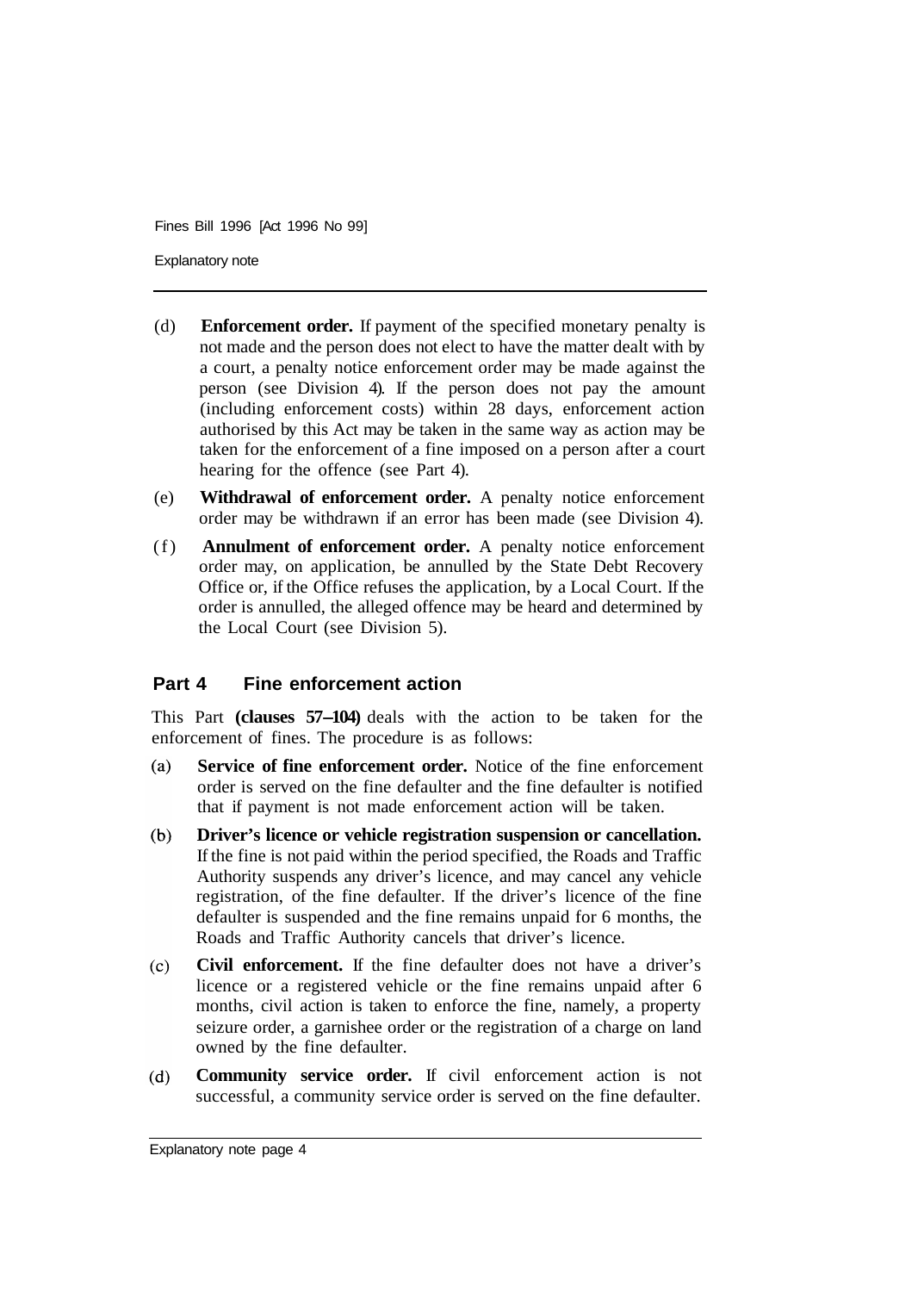(d) **Enforcement order.** If payment of the specified monetary penalty is not made and the person does not elect to have the matter dealt with by a court, a penalty notice enforcement order may be made against the person (see Division 4). If the person does not pay the amount (including enforcement costs) within 28 days, enforcement action authorised by this Act may be taken in the same way as action may be taken for the enforcement of a fine imposed on a person after a court hearing for the offence (see Part 4).

(e) **Withdrawal of enforcement order.** A penalty notice enforcement order may be withdrawn if an error has been made (see Division 4).

(f) **Annulment of enforcement order.** A penalty notice enforcement order may, on application, be annulled by the State Debt Recovery Office or, if the Office refuses the application, by a Local Court. If the order is annulled, the alleged offence may be heard and determined by the Local Court (see Division 5).

## Part 4 Fine enforcement action

This Part **(clauses 57–104)** deals with the action to be taken for the enforcement of fines. The procedure is as follows:

(a) **Service of fine enforcement order.** Notice of the fine enforcement order is served on the fine defaulter and the fine defaulter is notified that if payment is not made enforcement action will be taken.

(b) **Driver's licence or vehicle registration suspension or cancellation.** If the fine is not paid within the period specified, the Roads and Traffic Authority suspends any driver's licence, and may cancel any vehicle registration, of the fine defaulter. If the driver's licence of the fine defaulter is suspended and the fine remains unpaid for 6 months, the Roads and Traffic Authority cancels that driver's licence.

(c) **Civil enforcement.** If the fine defaulter does not have a driver's licence or a registered vehicle or the fine remains unpaid after 6 months, civil action is taken to enforce the fine, namely, a property seizure order, a garnishee order or the registration of a charge on land owned by the fine defaulter.

(d) **Community service order.** If civil enforcement action is not successful, a community service order is served on the fine defaulter.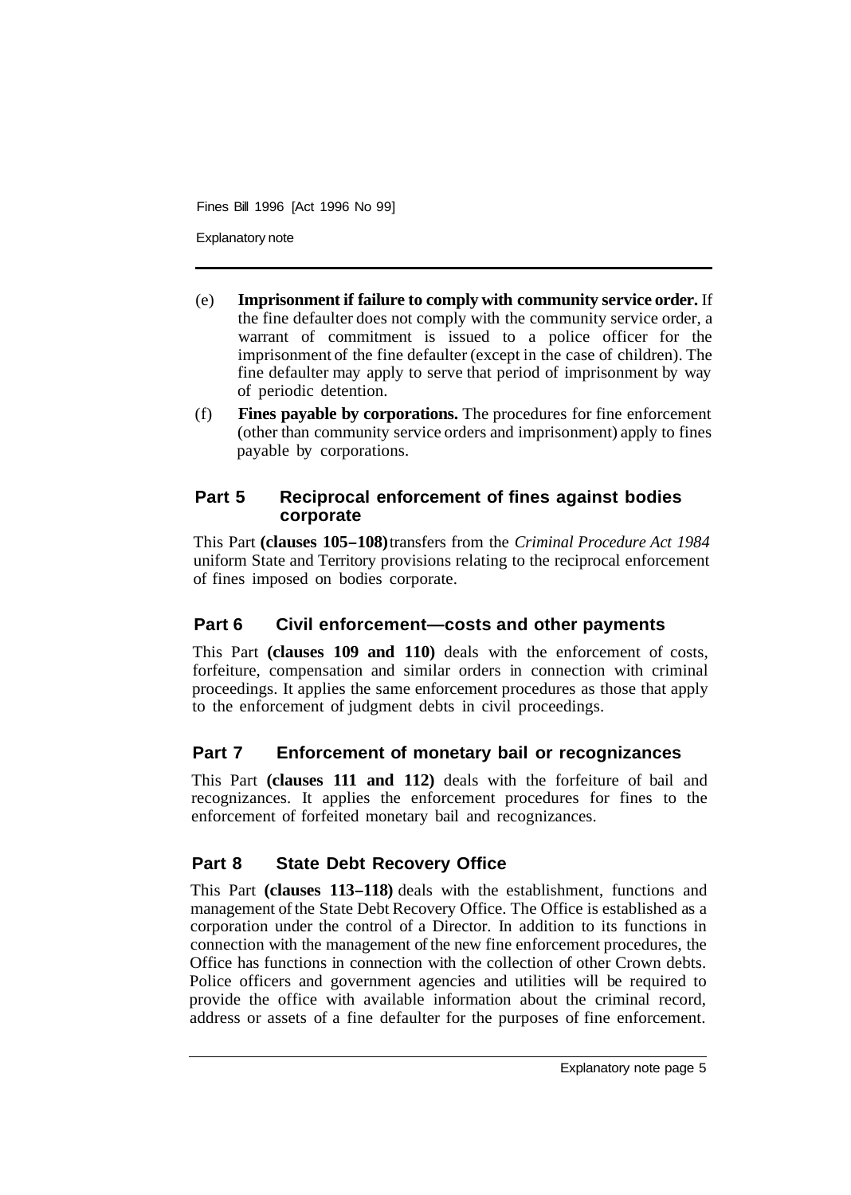(e) **Imprisonment if failure to comply with community service order.** If the fine defaulter does not comply with the community service order, a warrant of commitment is issued to a police officer for the imprisonment of the fine defaulter (except in the case of children). The fine defaulter may apply to serve that period of imprisonment by way of periodic detention.

(f) **Fines payable by corporations.** The procedures for fine enforcement (other than community service orders and imprisonment) apply to fines payable by corporations.

## Part 5 Reciprocal enforcement of fines against bodies corporate

This Part **(clauses 105–108)** transfers from the *Criminal Procedure Act 1984* uniform State and Territory provisions relating to the reciprocal enforcement of fines imposed on bodies corporate.

## Part 6 Civil enforcement—costs and other payments

This Part **(clauses 109 and 110)** deals with the enforcement of costs, forfeiture, compensation and similar orders in connection with criminal proceedings. It applies the same enforcement procedures as those that apply to the enforcement of judgment debts in civil proceedings.

## Part 7 Enforcement of monetary bail or recognizances

This Part **(clauses 111 and 112)** deals with the forfeiture of bail and recognizances. It applies the enforcement procedures for fines to the enforcement of forfeited monetary bail and recognizances.

## Part 8 State Debt Recovery Office

This Part **(clauses 113–118)** deals with the establishment, functions and management of the State Debt Recovery Office. The Office is established as a corporation under the control of a Director. In addition to its functions in connection with the management of the new fine enforcement procedures, the Office has functions in connection with the collection of other Crown debts. Police officers and government agencies and utilities will be required to provide the office with available information about the criminal record, address or assets of a fine defaulter for the purposes of fine enforcement.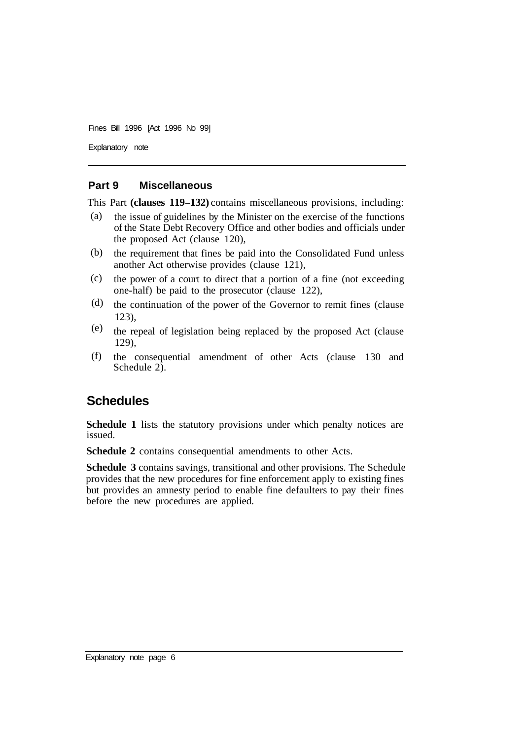## Part 9 Miscellaneous

This Part **(clauses 119–132)** contains miscellaneous provisions, including:

(a) the issue of guidelines by the Minister on the exercise of the functions of the State Debt Recovery Office and other bodies and officials under the proposed Act (clause 120),

(b) the requirement that fines be paid into the Consolidated Fund unless another Act otherwise provides (clause 121),

(c) the power of a court to direct that a portion of a fine (not exceeding one-half) be paid to the prosecutor (clause 122),

(d) the continuation of the power of the Governor to remit fines (clause 123),

(e) the repeal of legislation being replaced by the proposed Act (clause 129),

(f) the consequential amendment of other Acts (clause 130 and Schedule 2).

# Schedules

**Schedule 1** lists the statutory provisions under which penalty notices are issued.

**Schedule 2** contains consequential amendments to other Acts.

**Schedule 3** contains savings, transitional and other provisions. The Schedule provides that the new procedures for fine enforcement apply to existing fines but provides an amnesty period to enable fine defaulters to pay their fines before the new procedures are applied.